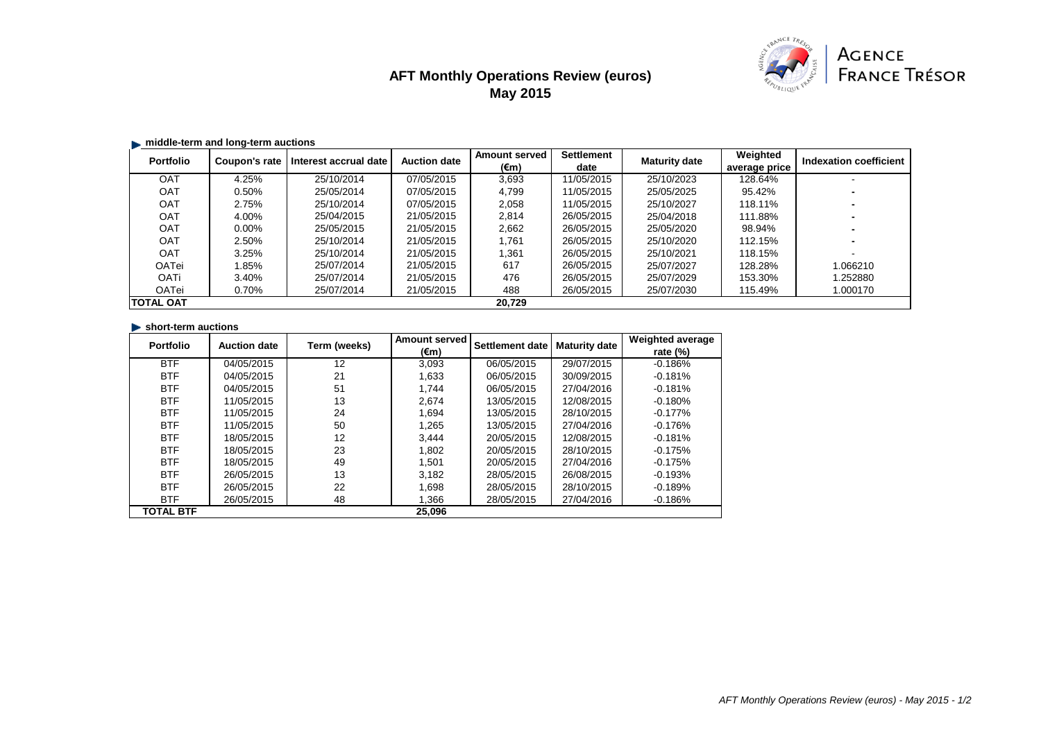# AFT Monthly Operations Review (euros)
## May 2015

AGENCE FRANCE TRÉSOR

### middle-term and long-term auctions

| Portfolio | Coupon's rate | Interest accrual date | Auction date | Amount served (€m) | Settlement date | Maturity date | Weighted average price | Indexation coefficient |
|---|---|---|---|---|---|---|---|---|
| OAT | 4.25% | 25/10/2014 | 07/05/2015 | 3,693 | 11/05/2015 | 25/10/2023 | 128.64% | - |
| OAT | 0.50% | 25/05/2014 | 07/05/2015 | 4,799 | 11/05/2015 | 25/05/2025 | 95.42% | - |
| OAT | 2.75% | 25/10/2014 | 07/05/2015 | 2,058 | 11/05/2015 | 25/10/2027 | 118.11% | - |
| OAT | 4.00% | 25/04/2015 | 21/05/2015 | 2,814 | 26/05/2015 | 25/04/2018 | 111.88% | - |
| OAT | 0.00% | 25/05/2015 | 21/05/2015 | 2,662 | 26/05/2015 | 25/05/2020 | 98.94% | - |
| OAT | 2.50% | 25/10/2014 | 21/05/2015 | 1,761 | 26/05/2015 | 25/10/2020 | 112.15% | - |
| OAT | 3.25% | 25/10/2014 | 21/05/2015 | 1,361 | 26/05/2015 | 25/10/2021 | 118.15% | - |
| OATei | 1.85% | 25/07/2014 | 21/05/2015 | 617 | 26/05/2015 | 25/07/2027 | 128.28% | 1.066210 |
| OATi | 3.40% | 25/07/2014 | 21/05/2015 | 476 | 26/05/2015 | 25/07/2029 | 153.30% | 1.252880 |
| OATei | 0.70% | 25/07/2014 | 21/05/2015 | 488 | 26/05/2015 | 25/07/2030 | 115.49% | 1.000170 |
| **TOTAL OAT** | | | | 20,729 | | | | |

### short-term auctions

| Portfolio | Auction date | Term (weeks) | Amount served (€m) | Settlement date | Maturity date | Weighted average rate (%) |
|---|---|---|---|---|---|---|
| BTF | 04/05/2015 | 12 | 3,093 | 06/05/2015 | 29/07/2015 | -0.186% |
| BTF | 04/05/2015 | 21 | 1,633 | 06/05/2015 | 30/09/2015 | -0.181% |
| BTF | 04/05/2015 | 51 | 1,744 | 06/05/2015 | 27/04/2016 | -0.181% |
| BTF | 11/05/2015 | 13 | 2,674 | 13/05/2015 | 12/08/2015 | -0.180% |
| BTF | 11/05/2015 | 24 | 1,694 | 13/05/2015 | 28/10/2015 | -0.177% |
| BTF | 11/05/2015 | 50 | 1,265 | 13/05/2015 | 27/04/2016 | -0.176% |
| BTF | 18/05/2015 | 12 | 3,444 | 20/05/2015 | 12/08/2015 | -0.181% |
| BTF | 18/05/2015 | 23 | 1,802 | 20/05/2015 | 28/10/2015 | -0.175% |
| BTF | 18/05/2015 | 49 | 1,501 | 20/05/2015 | 27/04/2016 | -0.175% |
| BTF | 26/05/2015 | 13 | 3,182 | 28/05/2015 | 26/08/2015 | -0.193% |
| BTF | 26/05/2015 | 22 | 1,698 | 28/05/2015 | 28/10/2015 | -0.189% |
| BTF | 26/05/2015 | 48 | 1,366 | 28/05/2015 | 27/04/2016 | -0.186% |
| **TOTAL BTF** | | | 25,096 | | | |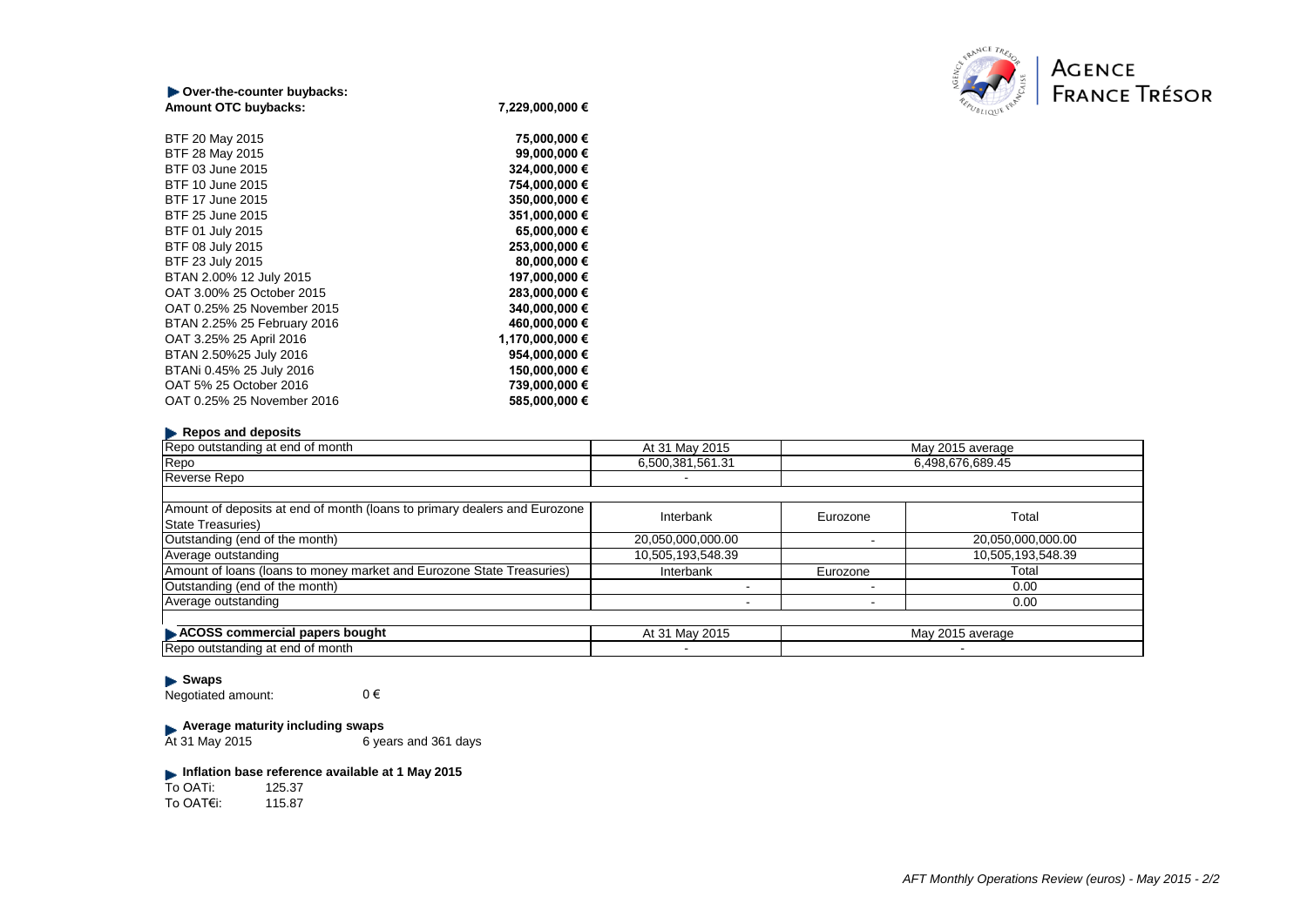**Over-the-counter buybacks:**

| | |
|---|---|
| **Amount OTC buybacks:** | **7,229,000,000 €** |
| BTF 20 May 2015 | **75,000,000 €** |
| BTF 28 May 2015 | **99,000,000 €** |
| BTF 03 June 2015 | **324,000,000 €** |
| BTF 10 June 2015 | **754,000,000 €** |
| BTF 17 June 2015 | **350,000,000 €** |
| BTF 25 June 2015 | **351,000,000 €** |
| BTF 01 July 2015 | **65,000,000 €** |
| BTF 08 July 2015 | **253,000,000 €** |
| BTF 23 July 2015 | **80,000,000 €** |
| BTAN 2.00% 12 July 2015 | **197,000,000 €** |
| OAT 3.00% 25 October 2015 | **283,000,000 €** |
| OAT 0.25% 25 November 2015 | **340,000,000 €** |
| BTAN 2.25% 25 February 2016 | **460,000,000 €** |
| OAT 3.25% 25 April 2016 | **1,170,000,000 €** |
| BTAN 2.50%25 July 2016 | **954,000,000 €** |
| BTANi 0.45% 25 July 2016 | **150,000,000 €** |
| OAT 5% 25 October 2016 | **739,000,000 €** |
| OAT 0.25% 25 November 2016 | **585,000,000 €** |

**Repos and deposits**

| Repo outstanding at end of month | At 31 May 2015 | May 2015 average | |
|---|---|---|---|
| Repo | 6,500,381,561.31 | 6,498,676,689.45 | |
| Reverse Repo | - | | |
| | | | |
| Amount of deposits at end of month (loans to primary dealers and Eurozone State Treasuries) | Interbank | Eurozone | Total |
| Outstanding (end of the month) | 20,050,000,000.00 | - | 20,050,000,000.00 |
| Average outstanding | 10,505,193,548.39 | | 10,505,193,548.39 |
| Amount of loans (loans to money market and Eurozone State Treasuries) | Interbank | Eurozone | Total |
| Outstanding (end of the month) | - | - | 0.00 |
| Average outstanding | - | - | 0.00 |
| | | | |
| **ACOSS commercial papers bought** | At 31 May 2015 | May 2015 average | |
| Repo outstanding at end of month | - | - | |

**Swaps**

Negotiated amount: 0 €

**Average maturity including swaps**

At 31 May 2015 6 years and 361 days

**Inflation base reference available at 1 May 2015**

To OATi: 125.37

To OAT€i: 115.87